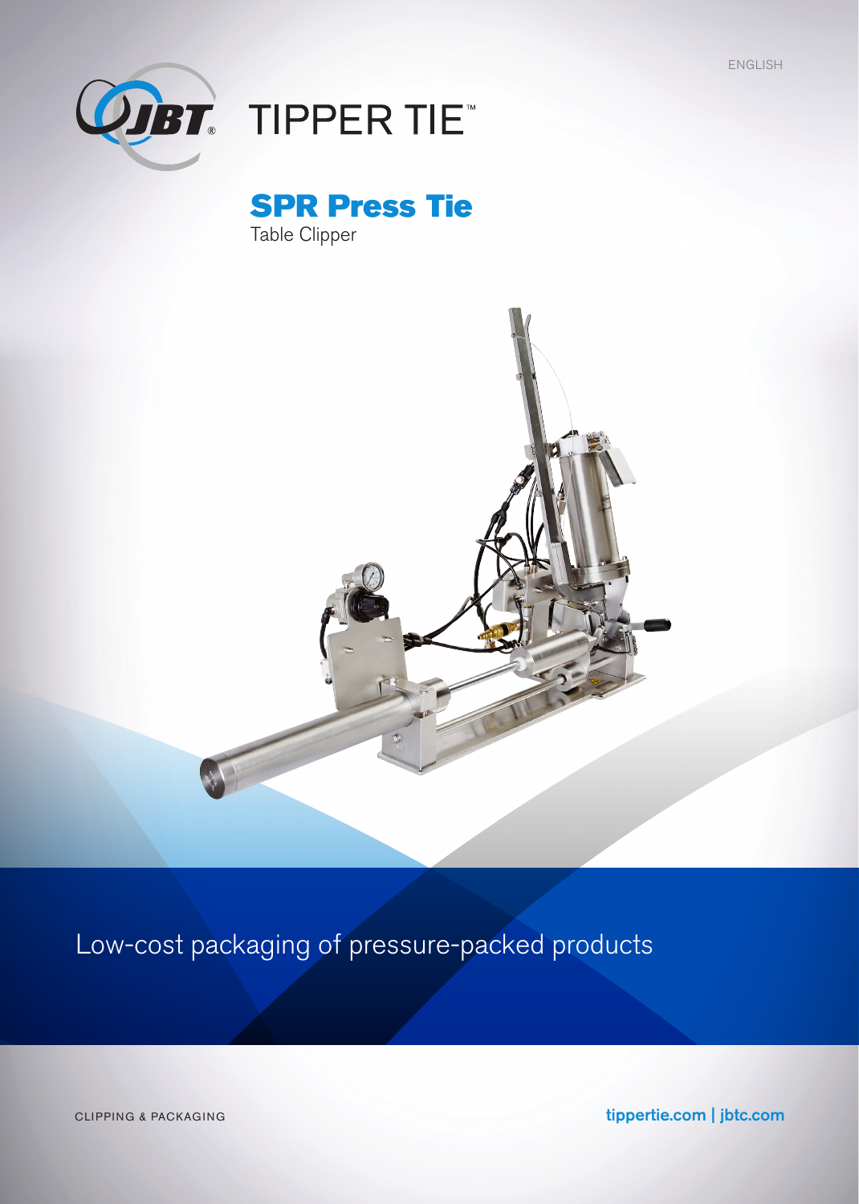ENGLISH

JBT TIPPER TIE™

# SPR Press Tie

Table Clipper

Low-cost packaging of pressure-packed products

CLIPPING & PACKAGING

tippertie.com | jbtc.com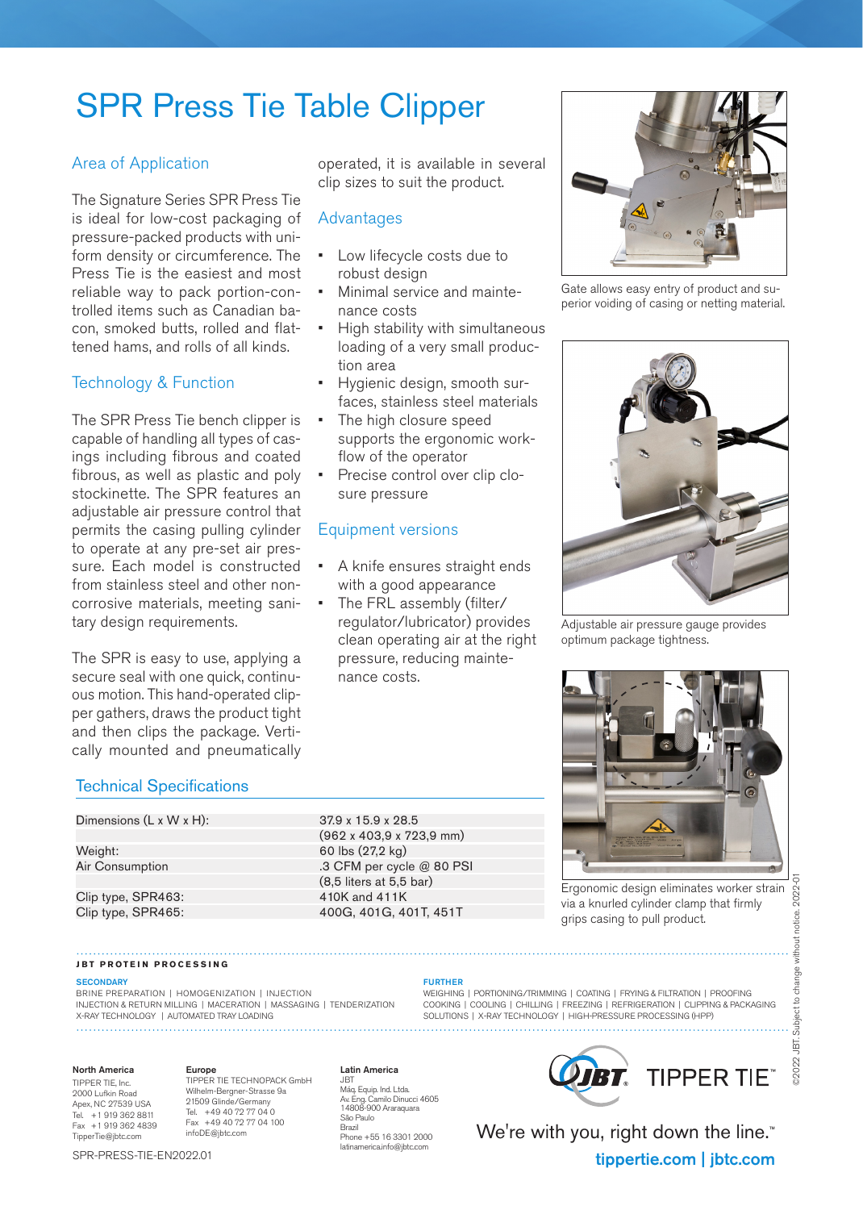# SPR Press Tie Table Clipper

## Area of Application

The Signature Series SPR Press Tie is ideal for low-cost packaging of pressure-packed products with uniform density or circumference. The Press Tie is the easiest and most reliable way to pack portion-controlled items such as Canadian bacon, smoked butts, rolled and flattened hams, and rolls of all kinds.

## Technology & Function

The SPR Press Tie bench clipper is capable of handling all types of casings including fibrous and coated fibrous, as well as plastic and poly stockinette. The SPR features an adjustable air pressure control that permits the casing pulling cylinder to operate at any pre-set air pressure. Each model is constructed from stainless steel and other non-corrosive materials, meeting sanitary design requirements.

The SPR is easy to use, applying a secure seal with one quick, continuous motion. This hand-operated clipper gathers, draws the product tight and then clips the package. Vertically mounted and pneumatically operated, it is available in several clip sizes to suit the product.

## Advantages

- Low lifecycle costs due to robust design
- Minimal service and maintenance costs
- High stability with simultaneous loading of a very small production area
- Hygienic design, smooth surfaces, stainless steel materials
- The high closure speed supports the ergonomic workflow of the operator
- Precise control over clip closure pressure

## Equipment versions

- A knife ensures straight ends with a good appearance
- The FRL assembly (filter/regulator/lubricator) provides clean operating air at the right pressure, reducing maintenance costs.

Gate allows easy entry of product and superior voiding of casing or netting material.

Adjustable air pressure gauge provides optimum package tightness.

Ergonomic design eliminates worker strain via a knurled cylinder clamp that firmly grips casing to pull product.

## Technical Specifications

| | |
|---|---|
| Dimensions (L x W x H): | 37.9 x 15.9 x 28.5 (962 x 403,9 x 723,9 mm) |
| Weight: | 60 lbs (27,2 kg) |
| Air Consumption | .3 CFM per cycle @ 80 PSI (8,5 liters at 5,5 bar) |
| Clip type, SPR463: | 410K and 411K |
| Clip type, SPR465: | 400G, 401G, 401T, 451T |

**JBT PROTEIN PROCESSING**

**SECONDARY**
BRINE PREPARATION | HOMOGENIZATION | INJECTION
INJECTION & RETURN MILLING | MACERATION | MASSAGING | TENDERIZATION
X-RAY TECHNOLOGY | AUTOMATED TRAY LOADING

**FURTHER**
WEIGHING | PORTIONING/TRIMMING | COATING | FRYING & FILTRATION | PROOFING
COOKING | COOLING | CHILLING | FREEZING | REFRIGERATION | CLIPPING & PACKAGING
SOLUTIONS | X-RAY TECHNOLOGY | HIGH-PRESSURE PROCESSING (HPP)

**North America**
TIPPER TIE, Inc.
2000 Lufkin Road
Apex, NC 27539 USA
Tel. +1 919 362 8811
Fax +1 919 362 4839
TipperTie@jbtc.com

**Europe**
TIPPER TIE TECHNOPACK GmbH
Wilhelm-Bergner-Strasse 9a
21509 Glinde/Germany
Tel. +49 40 72 77 04 0
Fax +49 40 72 77 04 100
infoDE@jbtc.com

**Latin America**
JBT
Máq. Equip. Ind. Ltda.
Av. Eng. Camilo Dinucci 4605
14808-900 Araraquara
São Paulo
Brazil
Phone +55 16 3301 2000
latinamericainfo@jbtc.com

JBT TIPPER TIE™

We're with you, right down the line.™

tippertie.com | jbtc.com

SPR-PRESS-TIE-EN2022.01

©2022 JBT. Subject to change without notice. 2022-01